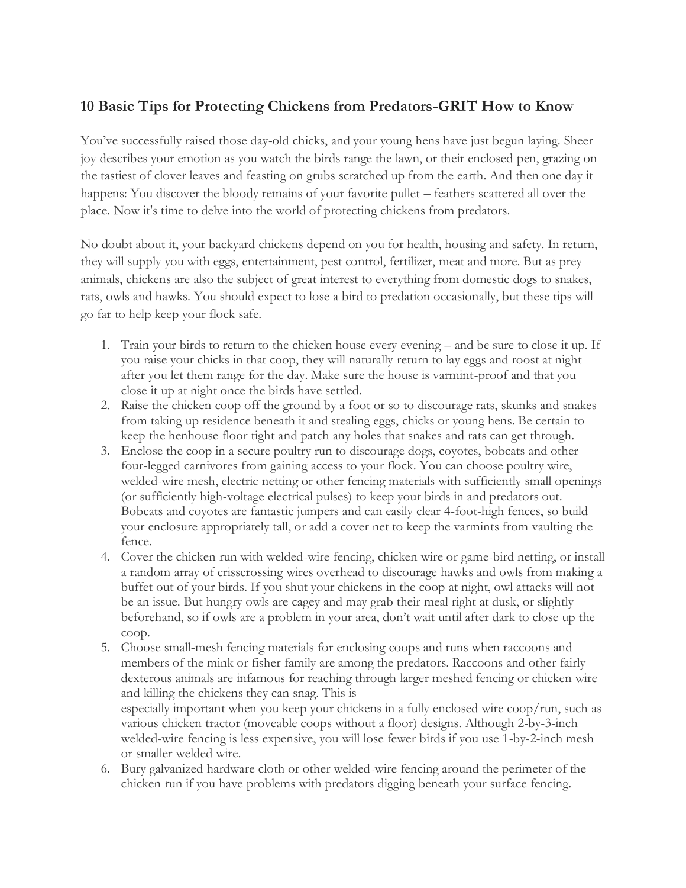## 10 Basic Tips for Protecting Chickens from Predators-GRIT How to Know

You've successfully raised those day-old chicks, and your young hens have just begun laying. Sheer joy describes your emotion as you watch the birds range the lawn, or their enclosed pen, grazing on the tastiest of clover leaves and feasting on grubs scratched up from the earth. And then one day it happens: You discover the bloody remains of your favorite pullet – feathers scattered all over the place. Now it's time to delve into the world of protecting chickens from predators.

No doubt about it, your backyard chickens depend on you for health, housing and safety. In return, they will supply you with eggs, entertainment, pest control, fertilizer, meat and more. But as prey animals, chickens are also the subject of great interest to everything from domestic dogs to snakes, rats, owls and hawks. You should expect to lose a bird to predation occasionally, but these tips will go far to help keep your flock safe.

1. Train your birds to return to the chicken house every evening – and be sure to close it up. If you raise your chicks in that coop, they will naturally return to lay eggs and roost at night after you let them range for the day. Make sure the house is varmint-proof and that you close it up at night once the birds have settled.
2. Raise the chicken coop off the ground by a foot or so to discourage rats, skunks and snakes from taking up residence beneath it and stealing eggs, chicks or young hens. Be certain to keep the henhouse floor tight and patch any holes that snakes and rats can get through.
3. Enclose the coop in a secure poultry run to discourage dogs, coyotes, bobcats and other four-legged carnivores from gaining access to your flock. You can choose poultry wire, welded-wire mesh, electric netting or other fencing materials with sufficiently small openings (or sufficiently high-voltage electrical pulses) to keep your birds in and predators out. Bobcats and coyotes are fantastic jumpers and can easily clear 4-foot-high fences, so build your enclosure appropriately tall, or add a cover net to keep the varmints from vaulting the fence.
4. Cover the chicken run with welded-wire fencing, chicken wire or game-bird netting, or install a random array of crisscrossing wires overhead to discourage hawks and owls from making a buffet out of your birds. If you shut your chickens in the coop at night, owl attacks will not be an issue. But hungry owls are cagey and may grab their meal right at dusk, or slightly beforehand, so if owls are a problem in your area, don't wait until after dark to close up the coop.
5. Choose small-mesh fencing materials for enclosing coops and runs when raccoons and members of the mink or fisher family are among the predators. Raccoons and other fairly dexterous animals are infamous for reaching through larger meshed fencing or chicken wire and killing the chickens they can snag. This is especially important when you keep your chickens in a fully enclosed wire coop/run, such as various chicken tractor (moveable coops without a floor) designs. Although 2-by-3-inch welded-wire fencing is less expensive, you will lose fewer birds if you use 1-by-2-inch mesh or smaller welded wire.
6. Bury galvanized hardware cloth or other welded-wire fencing around the perimeter of the chicken run if you have problems with predators digging beneath your surface fencing.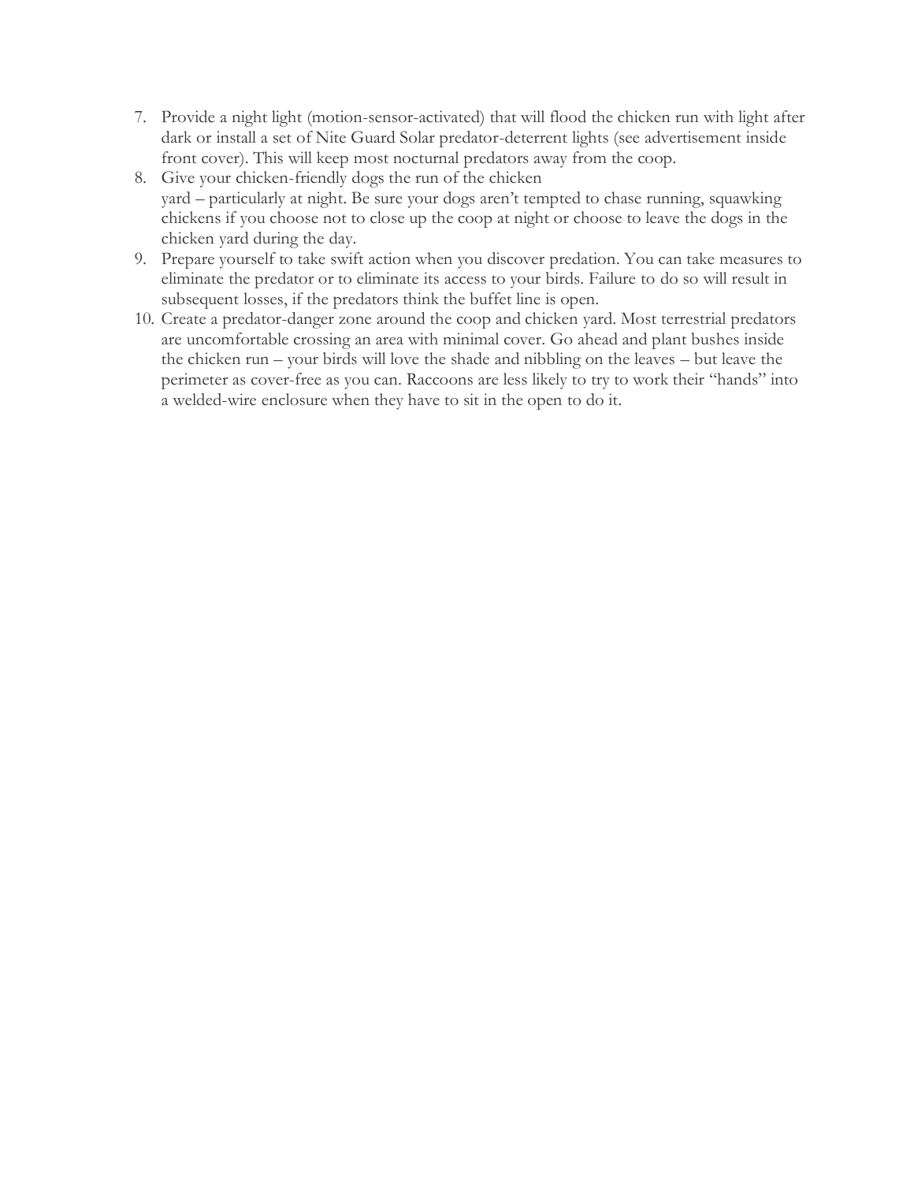7. Provide a night light (motion-sensor-activated) that will flood the chicken run with light after dark or install a set of Nite Guard Solar predator-deterrent lights (see advertisement inside front cover). This will keep most nocturnal predators away from the coop.
8. Give your chicken-friendly dogs the run of the chicken yard – particularly at night. Be sure your dogs aren't tempted to chase running, squawking chickens if you choose not to close up the coop at night or choose to leave the dogs in the chicken yard during the day.
9. Prepare yourself to take swift action when you discover predation. You can take measures to eliminate the predator or to eliminate its access to your birds. Failure to do so will result in subsequent losses, if the predators think the buffet line is open.
10. Create a predator-danger zone around the coop and chicken yard. Most terrestrial predators are uncomfortable crossing an area with minimal cover. Go ahead and plant bushes inside the chicken run – your birds will love the shade and nibbling on the leaves – but leave the perimeter as cover-free as you can. Raccoons are less likely to try to work their "hands" into a welded-wire enclosure when they have to sit in the open to do it.